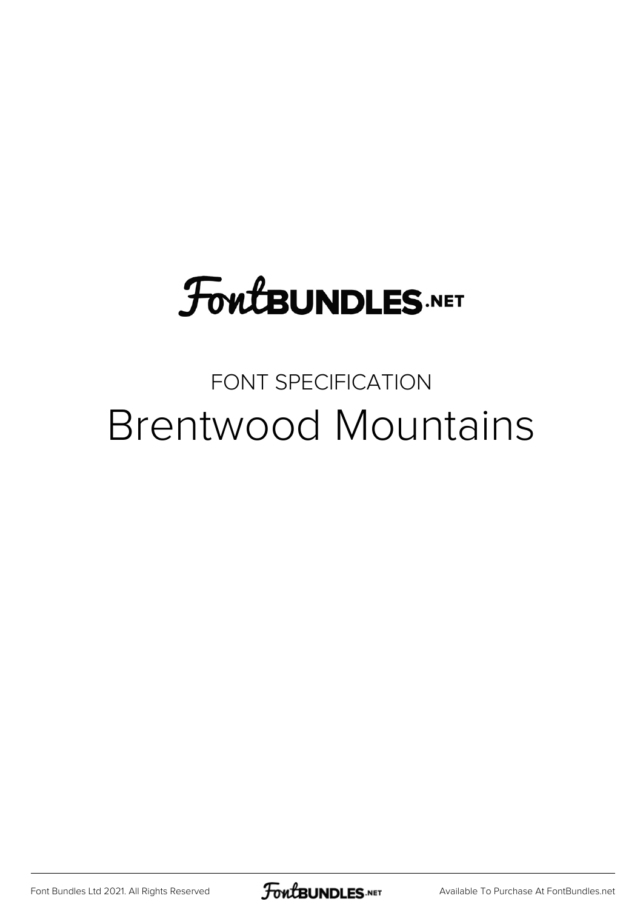FontBUNDLES.NET

FONT SPECIFICATION

# Brentwood Mountains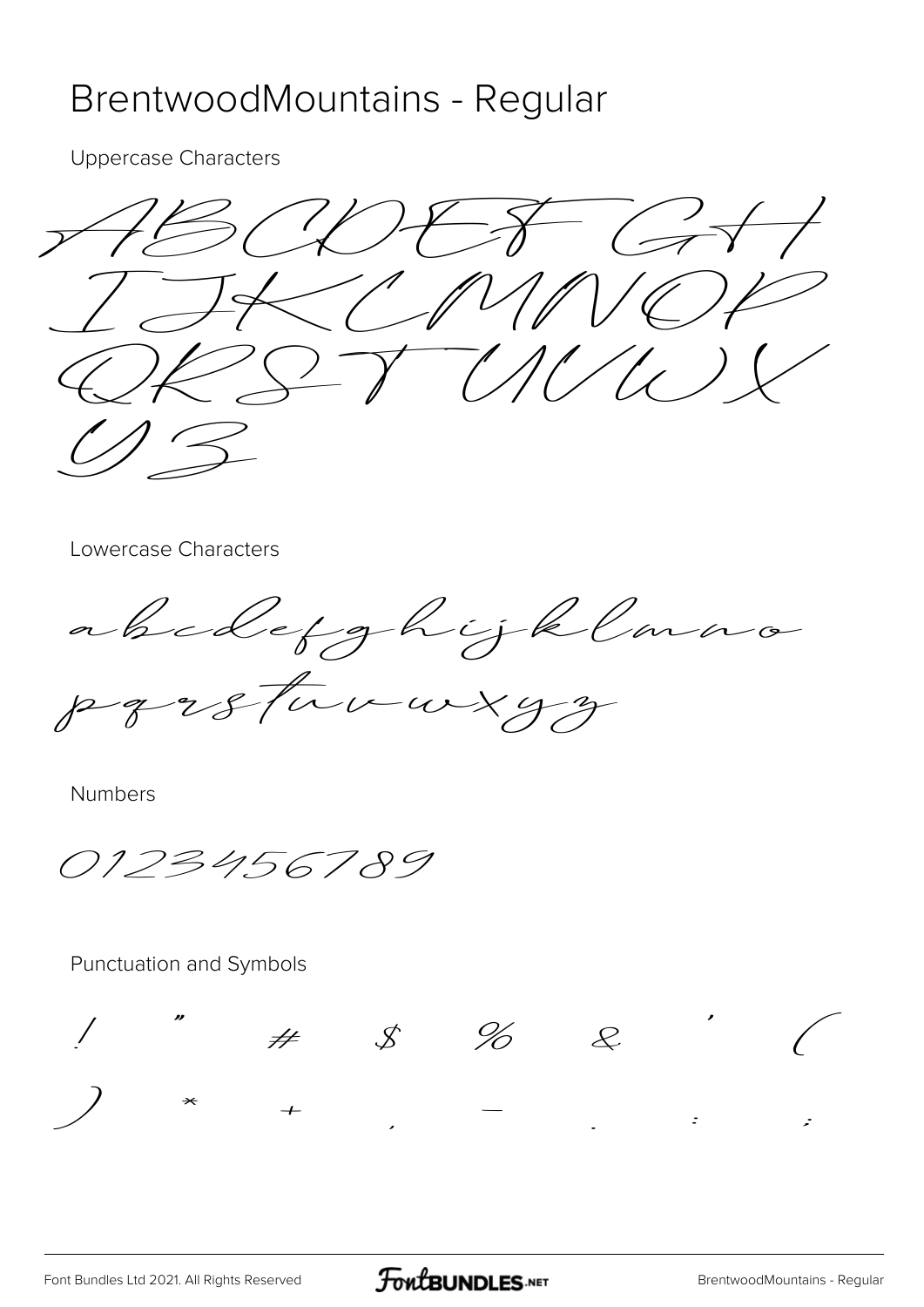# BrentwoodMountains - Regular

Uppercase Characters

A B C D E F G H
I J K L M N O P
Q R S T U V W X
Y Z

Lowercase Characters

a b c d e f g h i j k l m n o
p q r s t u v w x y z

Numbers

0 1 2 3 4 5 6 7 8 9

Punctuation and Symbols

! " # $ % & ' (
) * + , - . : ;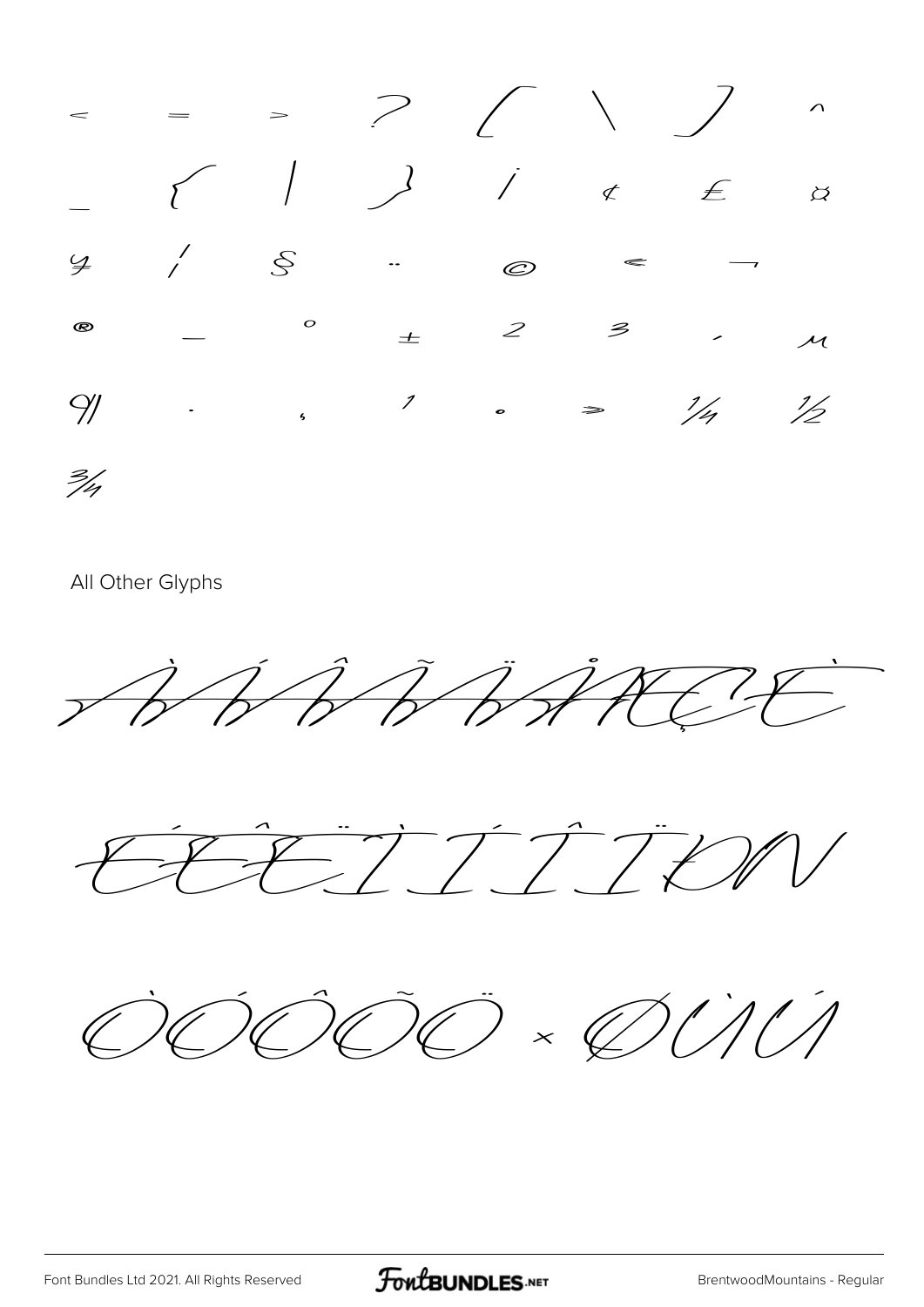< = > ? [ \ ] ^

_ { | } ¡ ¢ £ ¤

¥ ¦ § ¨ © « ¬

® ¯ ° ± ² ³ ´ µ

¶ · ¸ ¹ º » ¼ ½

¾

All Other Glyphs

À Á Â Ã Ä Å Æ Ç È

É Ê Ë Ì Í Î Ï Ð Ñ

Ò Ó Ô Õ Ö × Ø Ù Ú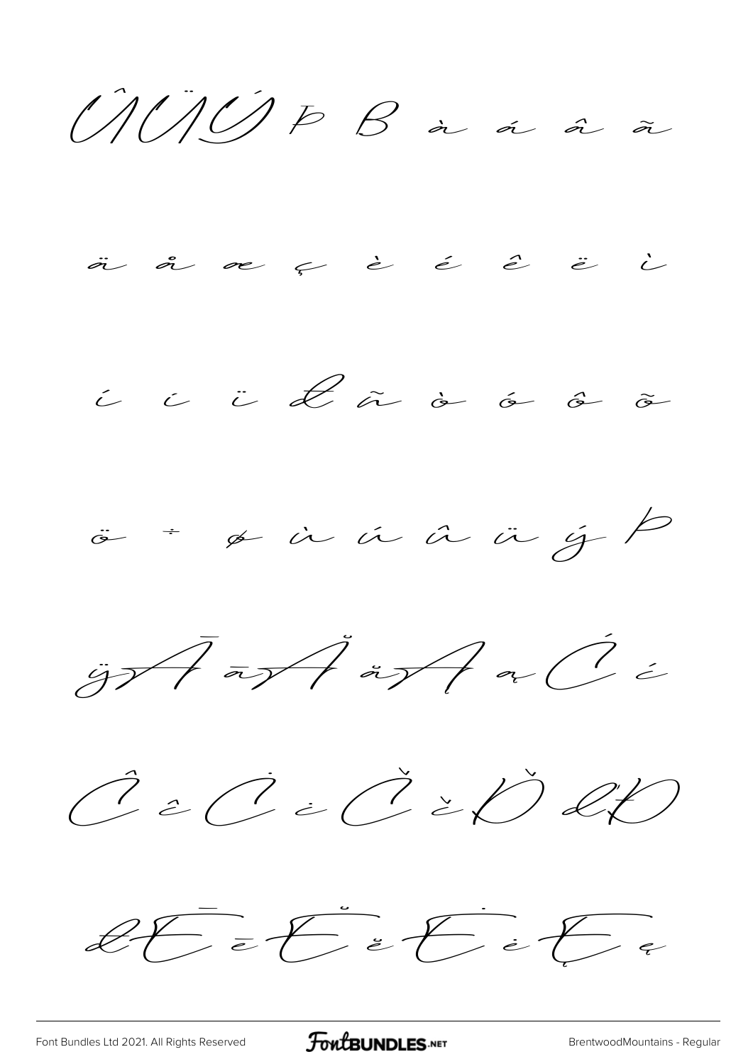Û Ü Ý Þ ß à á â ã

ä å æ ç è é ê ë ì

í î ï ð ñ ò ó ô õ

ö ÷ ø ù ú û ü ý þ

ÿ Ā ā Ă ă Ą ą Ć ć

Ĉ ĉ Ċ ċ Č č Ď ď Đ

đ Ē ē Ĕ ĕ Ė ė Ę ę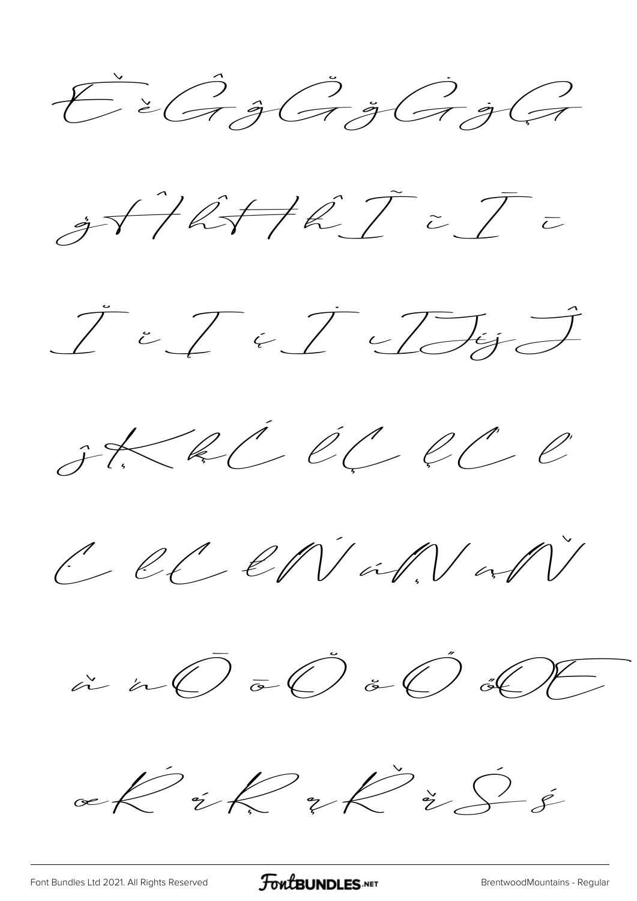Ě ě Ĝ ĝ Ğ ğ Ġ ġ Ģ

ģ Ĥ ĥ Ħ ħ Ĩ ĩ Ī ī

Ĭ ĭ Į į İ ı Ĳ ĳ Ĵ

ĵ Ķ ķ Ĺ ĺ Ļ ļ Ľ ľ

Ŀ ŀ Ł ł Ń ń Ņ ņ Ň

ň ŉ Ō ō Ŏ ŏ Ő ő Œ

œ Ŕ ŕ Ŗ ŗ Ř ř Ś ś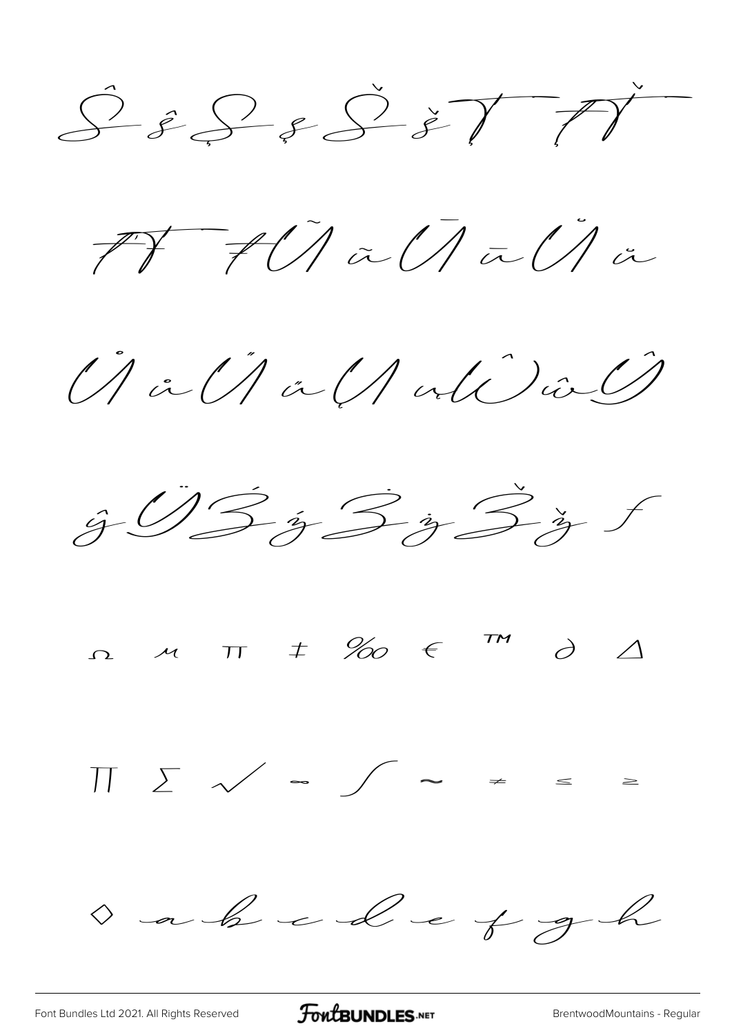Ŝ ŝ Ş ş Š š Ţ Ť

Ŧ ŧ Ũ ũ Ū ū Ŭ ŭ

Ů ů Ű ű Ų ų Ŵ ŵ Ŷ

ŷ Ÿ Ź ź Ż ż Ž ž ƒ

Ω μ π ‡ ‰ € ™ ∂ ∆

∏ ∑ √ ∞ ∫ ≈ ≠ ≤ ≥

◊ a b c d e f g h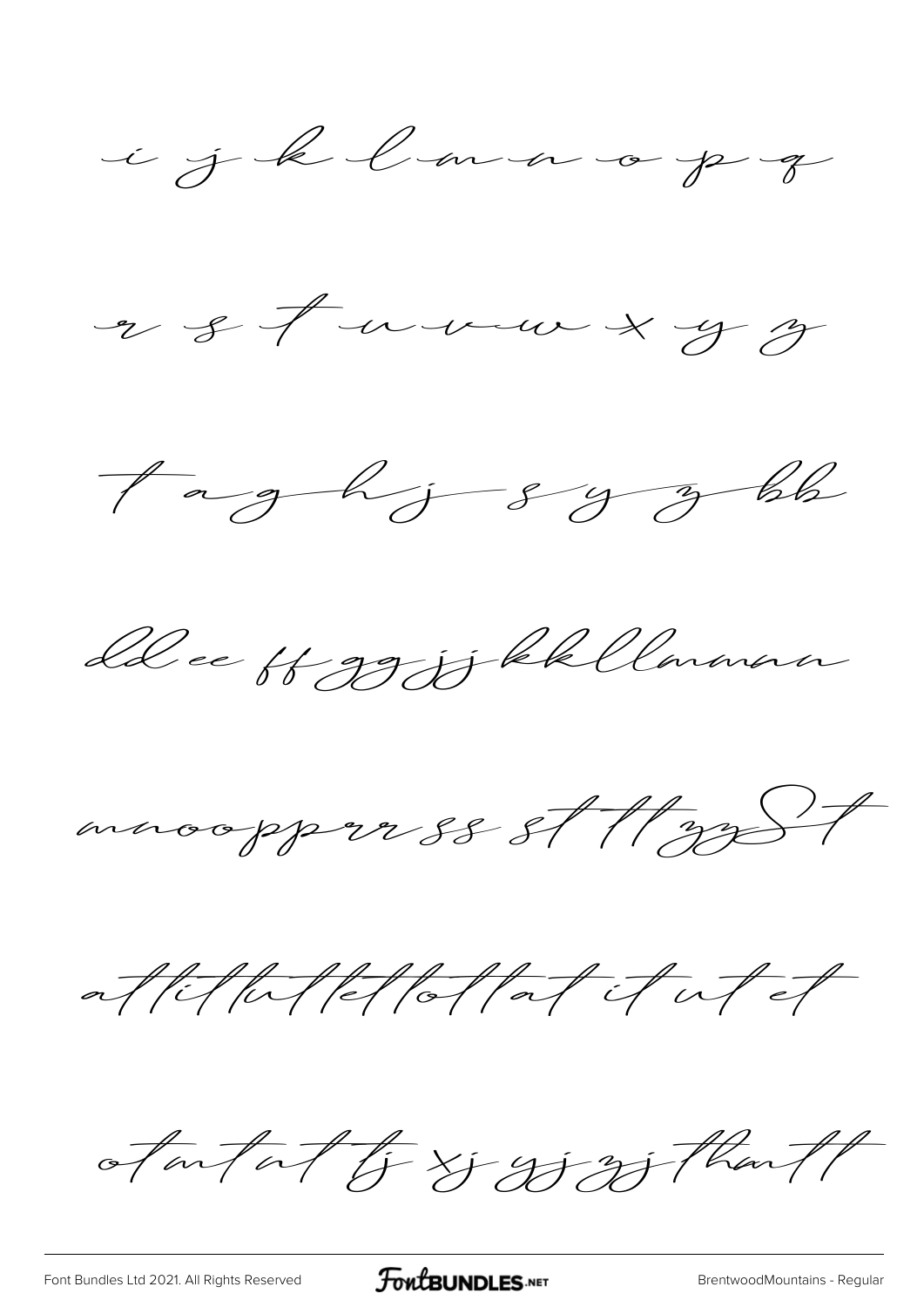i j k l m n o p q

r s t u v w x y z

t a g h j s y z bb

dd ee ff gg jj kk ll mm nn

mm nn oo pp rr ss st tt zz St

at it lt ut et ot lt at it ut et

ot at at tj xj yj zj th tt